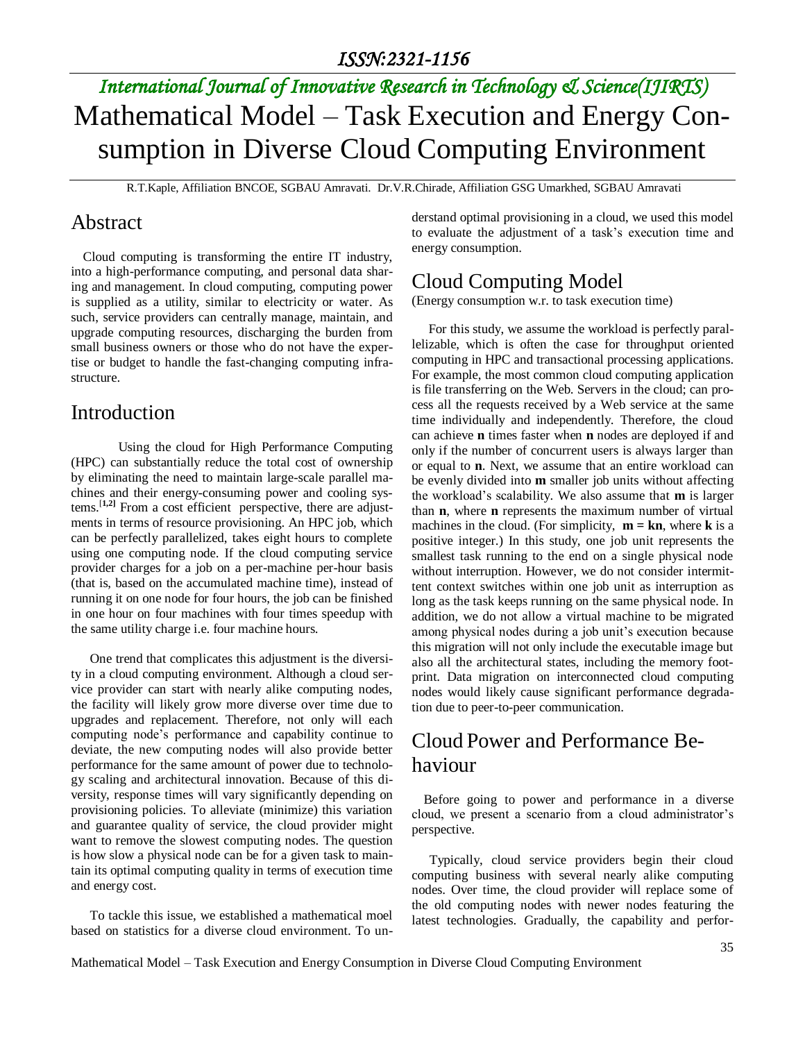*ISSN:2321-1156*

*International Journal of Innovative Research in Technology & Science(IJIRTS)*

# Mathematical Model – Task Execution and Energy Consumption in Diverse Cloud Computing Environment

R.T.Kaple, Affiliation BNCOE, SGBAU Amravati. Dr.V.R.Chirade, Affiliation GSG Umarkhed, SGBAU Amravati

## Abstract

Cloud computing is transforming the entire IT industry, into a high-performance computing, and personal data sharing and management. In cloud computing, computing power is supplied as a utility, similar to electricity or water. As such, service providers can centrally manage, maintain, and upgrade computing resources, discharging the burden from small business owners or those who do not have the expertise or budget to handle the fast-changing computing infrastructure.

## Introduction

Using the cloud for High Performance Computing (HPC) can substantially reduce the total cost of ownership by eliminating the need to maintain large-scale parallel machines and their energy-consuming power and cooling systems.[1,2] From a cost efficient perspective, there are adjustments in terms of resource provisioning. An HPC job, which can be perfectly parallelized, takes eight hours to complete using one computing node. If the cloud computing service provider charges for a job on a per-machine per-hour basis (that is, based on the accumulated machine time), instead of running it on one node for four hours, the job can be finished in one hour on four machines with four times speedup with the same utility charge i.e. four machine hours.

One trend that complicates this adjustment is the diversity in a cloud computing environment. Although a cloud service provider can start with nearly alike computing nodes, the facility will likely grow more diverse over time due to upgrades and replacement. Therefore, not only will each computing node's performance and capability continue to deviate, the new computing nodes will also provide better performance for the same amount of power due to technology scaling and architectural innovation. Because of this diversity, response times will vary significantly depending on provisioning policies. To alleviate (minimize) this variation and guarantee quality of service, the cloud provider might want to remove the slowest computing nodes. The question is how slow a physical node can be for a given task to maintain its optimal computing quality in terms of execution time and energy cost.

To tackle this issue, we established a mathematical moel based on statistics for a diverse cloud environment. To understand optimal provisioning in a cloud, we used this model to evaluate the adjustment of a task's execution time and energy consumption.

## Cloud Computing Model

(Energy consumption w.r. to task execution time)

For this study, we assume the workload is perfectly parallelizable, which is often the case for throughput oriented computing in HPC and transactional processing applications. For example, the most common cloud computing application is file transferring on the Web. Servers in the cloud; can process all the requests received by a Web service at the same time individually and independently. Therefore, the cloud can achieve **n** times faster when **n** nodes are deployed if and only if the number of concurrent users is always larger than or equal to **n**. Next, we assume that an entire workload can be evenly divided into **m** smaller job units without affecting the workload's scalability. We also assume that **m** is larger than **n**, where **n** represents the maximum number of virtual machines in the cloud. (For simplicity, **m = kn**, where **k** is a positive integer.) In this study, one job unit represents the smallest task running to the end on a single physical node without interruption. However, we do not consider intermittent context switches within one job unit as interruption as long as the task keeps running on the same physical node. In addition, we do not allow a virtual machine to be migrated among physical nodes during a job unit's execution because this migration will not only include the executable image but also all the architectural states, including the memory footprint. Data migration on interconnected cloud computing nodes would likely cause significant performance degradation due to peer-to-peer communication.

## Cloud Power and Performance Behaviour

Before going to power and performance in a diverse cloud, we present a scenario from a cloud administrator's perspective.

Typically, cloud service providers begin their cloud computing business with several nearly alike computing nodes. Over time, the cloud provider will replace some of the old computing nodes with newer nodes featuring the latest technologies. Gradually, the capability and perfor-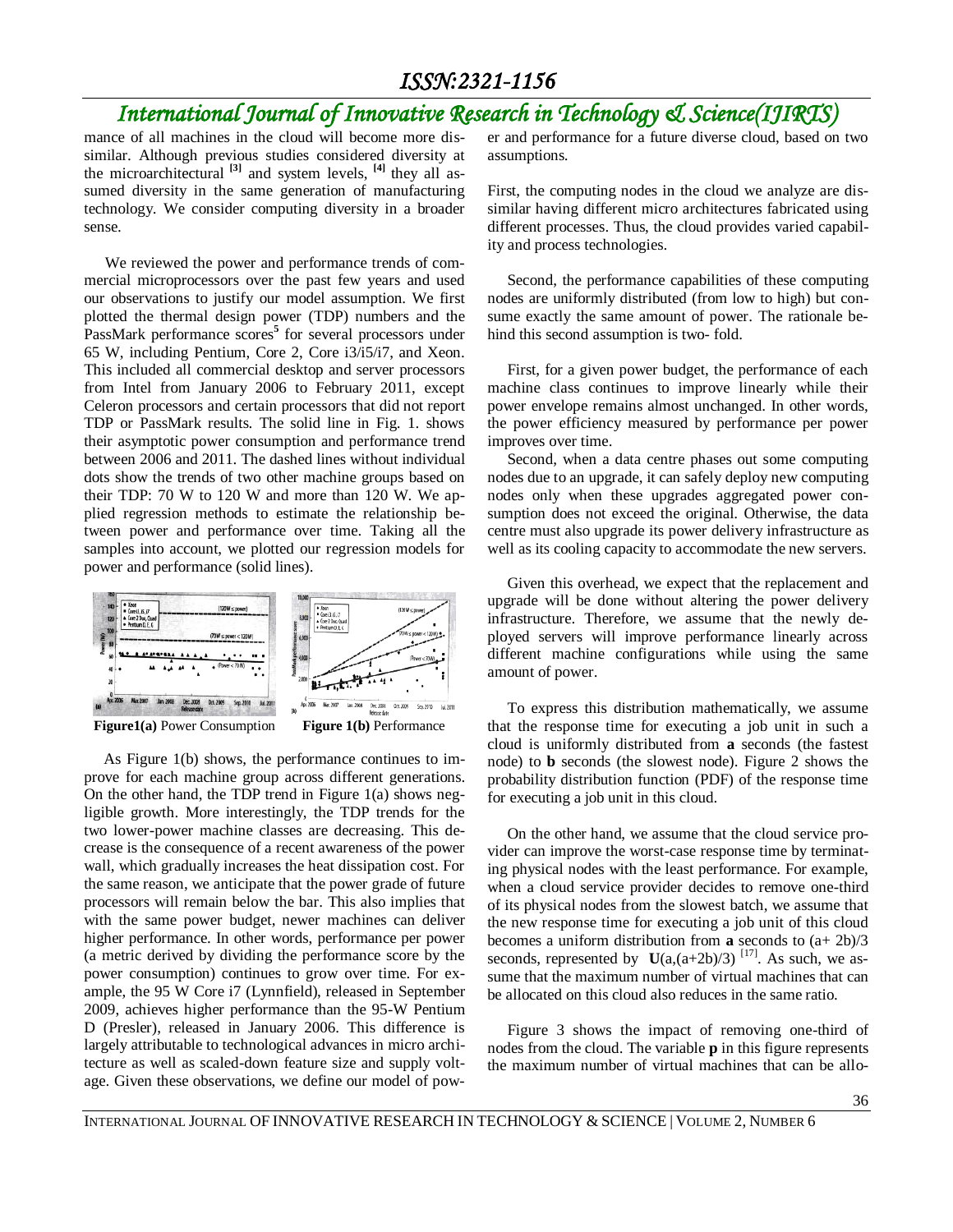mance of all machines in the cloud will become more dissimilar. Although previous studies considered diversity at the microarchitectural [3] and system levels, [4] they all assumed diversity in the same generation of manufacturing technology. We consider computing diversity in a broader sense.

We reviewed the power and performance trends of commercial microprocessors over the past few years and used our observations to justify our model assumption. We first plotted the thermal design power (TDP) numbers and the PassMark performance scores[5] for several processors under 65 W, including Pentium, Core 2, Core i3/i5/i7, and Xeon. This included all commercial desktop and server processors from Intel from January 2006 to February 2011, except Celeron processors and certain processors that did not report TDP or PassMark results. The solid line in Fig. 1. shows their asymptotic power consumption and performance trend between 2006 and 2011. The dashed lines without individual dots show the trends of two other machine groups based on their TDP: 70 W to 120 W and more than 120 W. We applied regression methods to estimate the relationship between power and performance over time. Taking all the samples into account, we plotted our regression models for power and performance (solid lines).

**Figure1(a)** Power Consumption **Figure 1(b)** Performance

As Figure 1(b) shows, the performance continues to improve for each machine group across different generations. On the other hand, the TDP trend in Figure 1(a) shows negligible growth. More interestingly, the TDP trends for the two lower-power machine classes are decreasing. This decrease is the consequence of a recent awareness of the power wall, which gradually increases the heat dissipation cost. For the same reason, we anticipate that the power grade of future processors will remain below the bar. This also implies that with the same power budget, newer machines can deliver higher performance. In other words, performance per power (a metric derived by dividing the performance score by the power consumption) continues to grow over time. For example, the 95 W Core i7 (Lynnfield), released in September 2009, achieves higher performance than the 95-W Pentium D (Presler), released in January 2006. This difference is largely attributable to technological advances in micro architecture as well as scaled-down feature size and supply voltage. Given these observations, we define our model of power and performance for a future diverse cloud, based on two assumptions.

First, the computing nodes in the cloud we analyze are dissimilar having different micro architectures fabricated using different processes. Thus, the cloud provides varied capability and process technologies.

Second, the performance capabilities of these computing nodes are uniformly distributed (from low to high) but consume exactly the same amount of power. The rationale behind this second assumption is two- fold.

First, for a given power budget, the performance of each machine class continues to improve linearly while their power envelope remains almost unchanged. In other words, the power efficiency measured by performance per power improves over time.

Second, when a data centre phases out some computing nodes due to an upgrade, it can safely deploy new computing nodes only when these upgrades aggregated power consumption does not exceed the original. Otherwise, the data centre must also upgrade its power delivery infrastructure as well as its cooling capacity to accommodate the new servers.

Given this overhead, we expect that the replacement and upgrade will be done without altering the power delivery infrastructure. Therefore, we assume that the newly deployed servers will improve performance linearly across different machine configurations while using the same amount of power.

To express this distribution mathematically, we assume that the response time for executing a job unit in such a cloud is uniformly distributed from **a** seconds (the fastest node) to **b** seconds (the slowest node). Figure 2 shows the probability distribution function (PDF) of the response time for executing a job unit in this cloud.

On the other hand, we assume that the cloud service provider can improve the worst-case response time by terminating physical nodes with the least performance. For example, when a cloud service provider decides to remove one-third of its physical nodes from the slowest batch, we assume that the new response time for executing a job unit of this cloud becomes a uniform distribution from **a** seconds to $(a+2b)/3$ seconds, represented by $\mathbf{U}(a,(a+2b)/3)$ [17]. As such, we assume that the maximum number of virtual machines that can be allocated on this cloud also reduces in the same ratio.

Figure 3 shows the impact of removing one-third of nodes from the cloud. The variable **p** in this figure represents the maximum number of virtual machines that can be allo-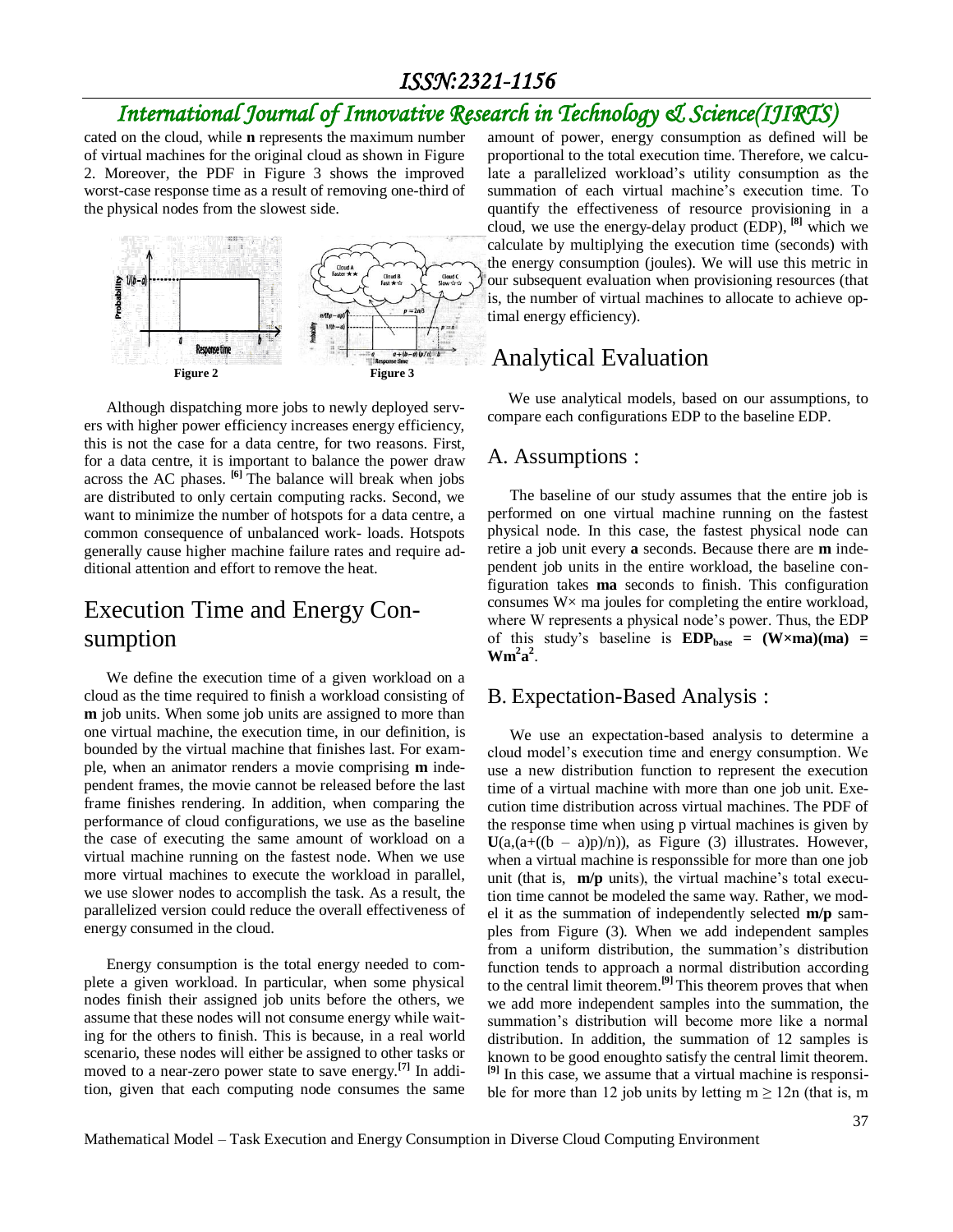cated on the cloud, while **n** represents the maximum number of virtual machines for the original cloud as shown in Figure 2. Moreover, the PDF in Figure 3 shows the improved worst-case response time as a result of removing one-third of the physical nodes from the slowest side.

Probability
1/(b−a)
a
b
Response time

Figure 2

Cloud A Faster ★★
Cloud B Fast ★☆
Cloud C Slow ☆☆
Probability
n/(b−a)p
1/(b−a)
p = 2n/3
p = n
a
a+(b−a)(p/n)
b
Response time

Figure 3

Although dispatching more jobs to newly deployed servers with higher power efficiency increases energy efficiency, this is not the case for a data centre, for two reasons. First, for a data centre, it is important to balance the power draw across the AC phases. [6] The balance will break when jobs are distributed to only certain computing racks. Second, we want to minimize the number of hotspots for a data centre, a common consequence of unbalanced work- loads. Hotspots generally cause higher machine failure rates and require additional attention and effort to remove the heat.

# Execution Time and Energy Consumption

We define the execution time of a given workload on a cloud as the time required to finish a workload consisting of **m** job units. When some job units are assigned to more than one virtual machine, the execution time, in our definition, is bounded by the virtual machine that finishes last. For example, when an animator renders a movie comprising **m** independent frames, the movie cannot be released before the last frame finishes rendering. In addition, when comparing the performance of cloud configurations, we use as the baseline the case of executing the same amount of workload on a virtual machine running on the fastest node. When we use more virtual machines to execute the workload in parallel, we use slower nodes to accomplish the task. As a result, the parallelized version could reduce the overall effectiveness of energy consumed in the cloud.

Energy consumption is the total energy needed to complete a given workload. In particular, when some physical nodes finish their assigned job units before the others, we assume that these nodes will not consume energy while waiting for the others to finish. This is because, in a real world scenario, these nodes will either be assigned to other tasks or moved to a near-zero power state to save energy.[7] In addition, given that each computing node consumes the same amount of power, energy consumption as defined will be proportional to the total execution time. Therefore, we calculate a parallelized workload's utility consumption as the summation of each virtual machine's execution time. To quantify the effectiveness of resource provisioning in a cloud, we use the energy-delay product (EDP), [8] which we calculate by multiplying the execution time (seconds) with the energy consumption (joules). We will use this metric in our subsequent evaluation when provisioning resources (that is, the number of virtual machines to allocate to achieve optimal energy efficiency).

# Analytical Evaluation

We use analytical models, based on our assumptions, to compare each configurations EDP to the baseline EDP.

## A. Assumptions :

The baseline of our study assumes that the entire job is performed on one virtual machine running on the fastest physical node. In this case, the fastest physical node can retire a job unit every **a** seconds. Because there are **m** independent job units in the entire workload, the baseline configuration takes **ma** seconds to finish. This configuration consumes W× ma joules for completing the entire workload, where W represents a physical node's power. Thus, the EDP of this study's baseline is $\mathbf{EDP_{base} = (W \times ma)(ma) = Wm^2a^2}$.

## B. Expectation-Based Analysis :

We use an expectation-based analysis to determine a cloud model's execution time and energy consumption. We use a new distribution function to represent the execution time of a virtual machine with more than one job unit. Execution time distribution across virtual machines. The PDF of the response time when using p virtual machines is given by $\mathbf{U}(a,(a+((b-a)p)/n))$, as Figure (3) illustrates. However, when a virtual machine is responssible for more than one job unit (that is, **m/p** units), the virtual machine's total execution time cannot be modeled the same way. Rather, we model it as the summation of independently selected **m/p** samples from Figure (3). When we add independent samples from a uniform distribution, the summation's distribution function tends to approach a normal distribution according to the central limit theorem.[9] This theorem proves that when we add more independent samples into the summation, the summation's distribution will become more like a normal distribution. In addition, the summation of 12 samples is known to be good enoughto satisfy the central limit theorem. [9] In this case, we assume that a virtual machine is responsible for more than 12 job units by letting $m \geq 12n$ (that is, m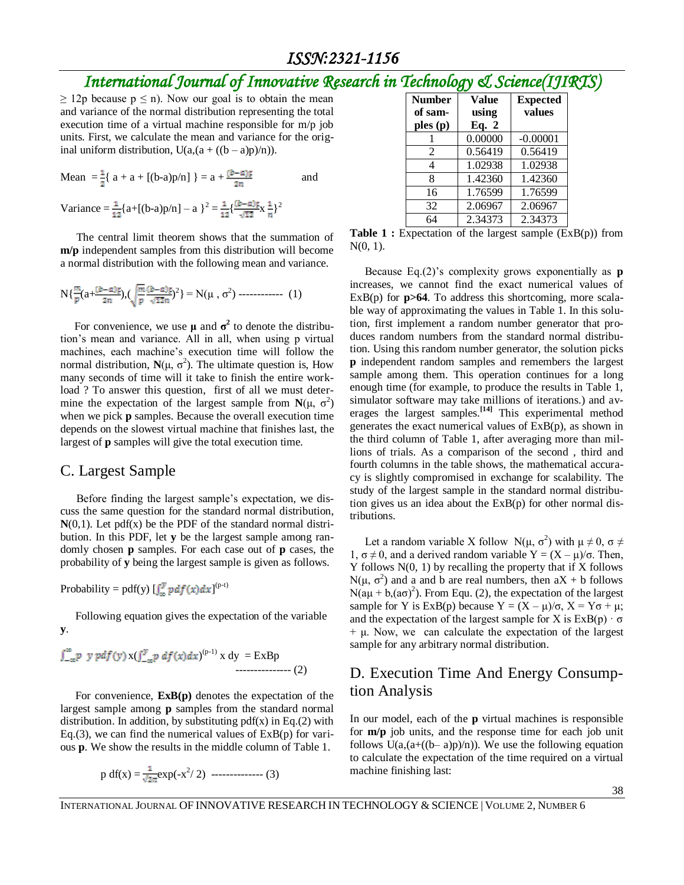$\geq$ 12p because $p \leq n$). Now our goal is to obtain the mean and variance of the normal distribution representing the total execution time of a virtual machine responsible for m/p job units. First, we calculate the mean and variance for the original uniform distribution, $U(a,(a + ((b - a)p)/n))$.

$$\text{Mean} = \frac{1}{2}\{ a + a + [(b\text{-}a)p/n] \} = a + \frac{(b-a)p}{2n} \quad \text{and}$$

$$\text{Variance} = \frac{1}{12}\{a+[(b\text{-}a)p/n] - a \}^2 = \frac{1}{12}\{\frac{(b-a)p}{\sqrt{12}} \text{x} \frac{1}{n}\}^2$$

The central limit theorem shows that the summation of **m/p** independent samples from this distribution will become a normal distribution with the following mean and variance.

$$N\{\frac{m}{p}(a+\frac{(b-a)p}{2n}),(\sqrt{\frac{m}{p}}\frac{(b-a)p}{\sqrt{12}n})^2\} = N(\mu , \sigma^2) \text{ ------------ } (1)$$

For convenience, we use $\mu$ and $\sigma^2$ to denote the distribution's mean and variance. All in all, when using p virtual machines, each machine's execution time will follow the normal distribution, $N(\mu, \sigma^2)$. The ultimate question is, How many seconds of time will it take to finish the entire workload ? To answer this question, first of all we must determine the expectation of the largest sample from $N(\mu, \sigma^2)$ when we pick **p** samples. Because the overall execution time depends on the slowest virtual machine that finishes last, the largest of **p** samples will give the total execution time.

## C. Largest Sample

Before finding the largest sample's expectation, we discuss the same question for the standard normal distribution, **N**(0,1). Let pdf(x) be the PDF of the standard normal distribution. In this PDF, let **y** be the largest sample among randomly chosen **p** samples. For each case out of **p** cases, the probability of **y** being the largest sample is given as follows.

$$\text{Probability} = \text{pdf}(y) \left[\int_{\infty}^{y} pdf(x)dx\right]^{(p\text{-}t)}$$

Following equation gives the expectation of the variable **y**.

$$\int_{-\infty}^{\infty} p \;\; y\, pdf(y) \text{x} \left(\int_{-\infty}^{y} p\, df(x)dx\right)^{(p\text{-}1)} \text{x dy} = \text{ExBp} \text{ --------------- } (2)$$

For convenience, **ExB(p)** denotes the expectation of the largest sample among **p** samples from the standard normal distribution. In addition, by substituting pdf(x) in Eq.(2) with Eq.(3), we can find the numerical values of ExB(p) for various **p**. We show the results in the middle column of Table 1.

$$p\, df(x) = \frac{1}{\sqrt{2\pi}}\exp(-x^2/ 2) \text{ -------------- } (3)$$

| Number of samples (p) | Value using Eq. 2 | Expected values |
|---|---|---|
| 1 | 0.00000 | -0.00001 |
| 2 | 0.56419 | 0.56419 |
| 4 | 1.02938 | 1.02938 |
| 8 | 1.42360 | 1.42360 |
| 16 | 1.76599 | 1.76599 |
| 32 | 2.06967 | 2.06967 |
| 64 | 2.34373 | 2.34373 |

**Table 1 :** Expectation of the largest sample (ExB(p)) from N(0, 1).

Because Eq.(2)'s complexity grows exponentially as **p** increases, we cannot find the exact numerical values of ExB(p) for **p>64**. To address this shortcoming, more scalable way of approximating the values in Table 1. In this solution, first implement a random number generator that produces random numbers from the standard normal distribution. Using this random number generator, the solution picks **p** independent random samples and remembers the largest sample among them. This operation continues for a long enough time (for example, to produce the results in Table 1, simulator software may take millions of iterations.) and averages the largest samples.[14] This experimental method generates the exact numerical values of ExB(p), as shown in the third column of Table 1, after averaging more than millions of trials. As a comparison of the second , third and fourth columns in the table shows, the mathematical accuracy is slightly compromised in exchange for scalability. The study of the largest sample in the standard normal distribution gives us an idea about the ExB(p) for other normal distributions.

Let a random variable X follow $N(\mu, \sigma^2)$ with $\mu \neq 0$, $\sigma \neq 1$, $\sigma \neq 0$, and a derived random variable $Y = (X - \mu)/\sigma$. Then, Y follows N(0, 1) by recalling the property that if X follows $N(\mu, \sigma^2)$ and a and b are real numbers, then aX + b follows $N(a\mu + b,(a\sigma)^2)$. From Equ. (2), the expectation of the largest sample for Y is ExB(p) because $Y = (X - \mu)/\sigma$, $X = Y\sigma + \mu$; and the expectation of the largest sample for X is $\text{ExB(p)} \cdot \sigma + \mu$. Now, we can calculate the expectation of the largest sample for any arbitrary normal distribution.

## D. Execution Time And Energy Consumption Analysis

In our model, each of the **p** virtual machines is responsible for **m/p** job units, and the response time for each job unit follows $U(a,(a+((b- a)p)/n))$. We use the following equation to calculate the expectation of the time required on a virtual machine finishing last: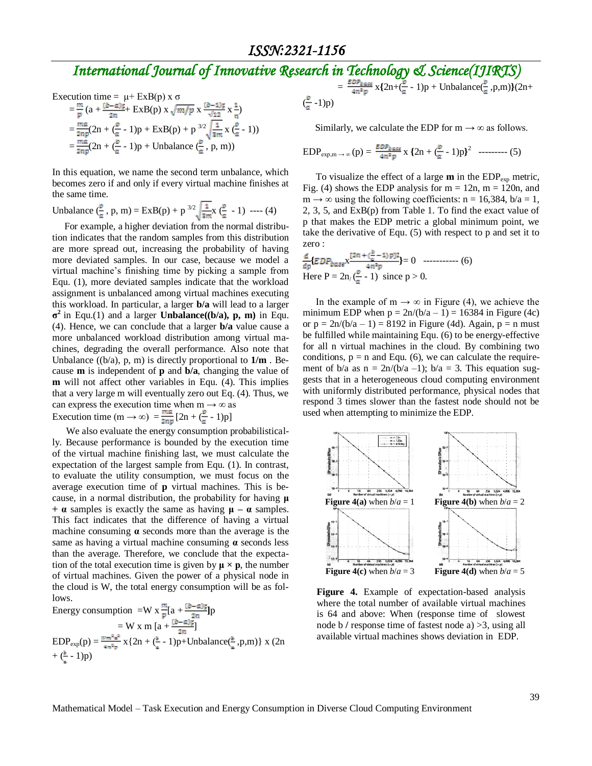Execution time = $\mu$+ ExB(p) x $\sigma$

$$= \frac{m}{p}\left(a + \frac{(b-a)\xi}{2n} + \text{ExB(p)} \times \sqrt{m/p} \times \frac{(b-1)\xi}{\sqrt{12}} \times \frac{1}{n}\right)$$

$$= \frac{ma}{2np}\left(2n + \left(\frac{b}{a} - 1\right)p + \text{ExB(p)} + p^{3/2}\sqrt{\frac{1}{3m}} \times \left(\frac{b}{a} - 1\right)\right)$$

$$= \frac{ma}{2np}\left(2n + \left(\frac{b}{a} - 1\right)p + \text{Unbalance}\left(\frac{b}{a}, p, m\right)\right)$$

In this equation, we name the second term unbalance, which becomes zero if and only if every virtual machine finishes at the same time.

$$\text{Unbalance}\left(\frac{b}{a}, p, m\right) = \text{ExB(p)} + p^{3/2}\sqrt{\frac{1}{3m}} \times \left(\frac{b}{a} - 1\right) \quad \text{---- (4)}$$

For example, a higher deviation from the normal distribution indicates that the random samples from this distribution are more spread out, increasing the probability of having more deviated samples. In our case, because we model a virtual machine's finishing time by picking a sample from Equ. (1), more deviated samples indicate that the workload assignment is unbalanced among virtual machines executing this workload. In particular, a larger **b/a** will lead to a larger $\boldsymbol{\sigma^2}$ in Equ.(1) and a larger **Unbalance((b/a), p, m)** in Equ. (4). Hence, we can conclude that a larger **b/a** value cause a more unbalanced workload distribution among virtual machines, degrading the overall performance. Also note that Unbalance ((b/a), p, m) is directly proportional to **1/m** . Because **m** is independent of **p** and **b/a**, changing the value of **m** will not affect other variables in Equ. (4). This implies that a very large m will eventually zero out Eq. (4). Thus, we can express the execution time when $m \to \infty$ as

$$\text{Execution time } (m \to \infty) = \frac{ma}{2np}\left[2n + \left(\frac{b}{a} - 1\right)p\right]$$

We also evaluate the energy consumption probabilistically. Because performance is bounded by the execution time of the virtual machine finishing last, we must calculate the expectation of the largest sample from Equ. (1). In contrast, to evaluate the utility consumption, we must focus on the average execution time of **p** virtual machines. This is because, in a normal distribution, the probability for having $\boldsymbol{\mu + \alpha}$ samples is exactly the same as having $\boldsymbol{\mu - \alpha}$ samples. This fact indicates that the difference of having a virtual machine consuming $\boldsymbol{\alpha}$ seconds more than the average is the same as having a virtual machine consuming $\boldsymbol{\alpha}$ seconds less than the average. Therefore, we conclude that the expectation of the total execution time is given by $\boldsymbol{\mu \times p}$, the number of virtual machines. Given the power of a physical node in the cloud is W, the total energy consumption will be as follows.

$$\text{Energy consumption } = W \times \frac{m}{p}\left[a + \frac{(b-a)\xi}{2n}\right]p$$

$$= W \times m \left[a + \frac{(b-a)\xi}{2n}\right]$$

$$\text{EDP}_{\text{exp}}(p) = \frac{Wm^2a^2}{4n^2p} \times \left\{2n + \left(\frac{b}{a} - 1\right)p + \text{Unbalance}\left(\frac{b}{a}, p, m\right)\right\} \times \left(2n + \left(\frac{b}{a} - 1\right)p\right)$$

$$= \frac{EDP_{base}}{4n^2p} \times \left\{2n + \left(\frac{b}{a} - 1\right)p + \text{Unbalance}\left(\frac{b}{a}, p, m\right)\right\}\left(2n + \left(\frac{b}{a} - 1\right)p\right)$$

Similarly, we calculate the EDP for $m \to \infty$ as follows.

$$\text{EDP}_{\text{exp},m\to\infty}(p) = \frac{EDP_{base}}{4n^2p} \times \left\{2n + \left(\frac{b}{a} - 1\right)p\right\}^2 \quad \text{--------- (5)}$$

To visualize the effect of a large **m** in the $\text{EDP}_{\text{exp}}$ metric, Fig. (4) shows the EDP analysis for m = 12n, m = 120n, and $m \to \infty$ using the following coefficients: n = 16,384, b/a = 1, 2, 3, 5, and ExB(p) from Table 1. To find the exact value of p that makes the EDP metric a global minimum point, we take the derivative of Equ. (5) with respect to p and set it to zero :

$$\frac{d}{dp}\left\{EDP_{base} \times \frac{\{2n + (\frac{b}{a} - 1)p\}^2}{4n^2p}\right\} = 0 \quad \text{----------- (6)}$$

Here $P = 2n / (\frac{b}{a} - 1)$ since p > 0.

In the example of $m \to \infty$ in Figure (4), we achieve the minimum EDP when p = 2n/(b/a – 1) = 16384 in Figure (4c) or p = 2n/(b/a – 1) = 8192 in Figure (4d). Again, p = n must be fulfilled while maintaining Equ. (6) to be energy-effective for all n virtual machines in the cloud. By combining two conditions, p = n and Equ. (6), we can calculate the requirement of b/a as n = 2n/(b/a –1); b/a = 3. This equation suggests that in a heterogeneous cloud computing environment with uniformly distributed performance, physical nodes that respond 3 times slower than the fastest node should not be used when attempting to minimize the EDP.

**Figure 4(a)** when *b*/*a* = 1 **Figure 4(b)** when *b*/*a* = 2

**Figure 4(c)** when *b*/*a* = 3 **Figure 4(d)** when *b*/*a* = 5

**Figure 4.** Example of expectation-based analysis where the total number of available virtual machines is 64 and above: When (response time of slowest node b / response time of fastest node a) >3, using all available virtual machines shows deviation in EDP.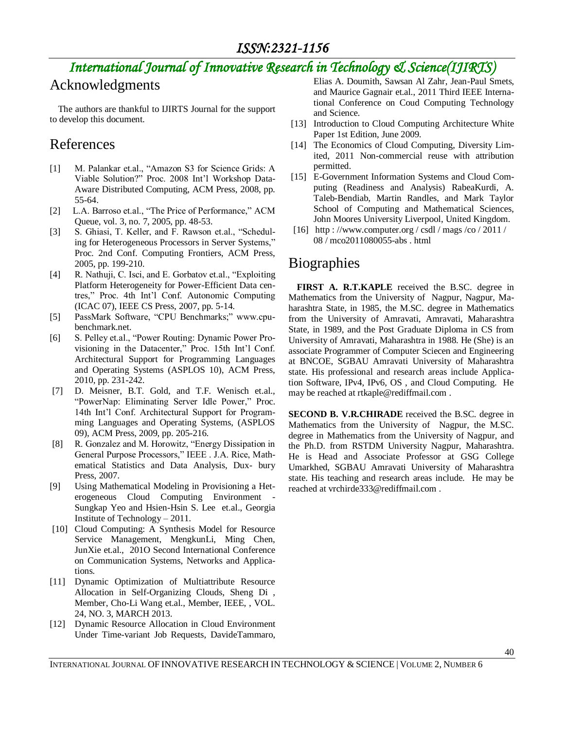# Acknowledgments

The authors are thankful to IJIRTS Journal for the support to develop this document.

# References

[1] M. Palankar et.al., "Amazon S3 for Science Grids: A Viable Solution?" Proc. 2008 Int'l Workshop Data-Aware Distributed Computing, ACM Press, 2008, pp. 55-64.

[2] L.A. Barroso et.al., "The Price of Performance," ACM Queue, vol. 3, no. 7, 2005, pp. 48-53.

[3] S. Ghiasi, T. Keller, and F. Rawson et.al., "Scheduling for Heterogeneous Processors in Server Systems," Proc. 2nd Conf. Computing Frontiers, ACM Press, 2005, pp. 199-210.

[4] R. Nathuji, C. Isci, and E. Gorbatov et.al., "Exploiting Platform Heterogeneity for Power-Efficient Data centres," Proc. 4th Int'l Conf. Autonomic Computing (ICAC 07), IEEE CS Press, 2007, pp. 5-14.

[5] PassMark Software, "CPU Benchmarks;" www.cpubenchmark.net.

[6] S. Pelley et.al., "Power Routing: Dynamic Power Provisioning in the Datacenter," Proc. 15th Int'l Conf. Architectural Support for Programming Languages and Operating Systems (ASPLOS 10), ACM Press, 2010, pp. 231-242.

[7] D. Meisner, B.T. Gold, and T.F. Wenisch et.al., "PowerNap: Eliminating Server Idle Power," Proc. 14th Int'l Conf. Architectural Support for Programming Languages and Operating Systems, (ASPLOS 09), ACM Press, 2009, pp. 205-216.

[8] R. Gonzalez and M. Horowitz, "Energy Dissipation in General Purpose Processors," IEEE . J.A. Rice, Mathematical Statistics and Data Analysis, Dux- bury Press, 2007.

[9] Using Mathematical Modeling in Provisioning a Heterogeneous Cloud Computing Environment - Sungkap Yeo and Hsien-Hsin S. Lee et.al., Georgia Institute of Technology – 2011.

[10] Cloud Computing: A Synthesis Model for Resource Service Management, MengkunLi, Ming Chen, JunXie et.al., 201O Second International Conference on Communication Systems, Networks and Applications.

[11] Dynamic Optimization of Multiattribute Resource Allocation in Self-Organizing Clouds, Sheng Di , Member, Cho-Li Wang et.al., Member, IEEE, , VOL. 24, NO. 3, MARCH 2013.

[12] Dynamic Resource Allocation in Cloud Environment Under Time-variant Job Requests, DavideTammaro, Elias A. Doumith, Sawsan Al Zahr, Jean-Paul Smets, and Maurice Gagnair et.al., 2011 Third IEEE International Conference on Coud Computing Technology and Science.

[13] Introduction to Cloud Computing Architecture White Paper 1st Edition, June 2009.

[14] The Economics of Cloud Computing, Diversity Limited, 2011 Non-commercial reuse with attribution permitted.

[15] E-Government Information Systems and Cloud Computing (Readiness and Analysis) RabeaKurdi, A. Taleb-Bendiab, Martin Randles, and Mark Taylor School of Computing and Mathematical Sciences, John Moores University Liverpool, United Kingdom.

[16] http : //www.computer.org / csdl / mags /co / 2011 / 08 / mco2011080055-abs . html

# Biographies

**FIRST A. R.T.KAPLE** received the B.SC. degree in Mathematics from the University of Nagpur, Nagpur, Maharashtra State, in 1985, the M.SC. degree in Mathematics from the University of Amravati, Amravati, Maharashtra State, in 1989, and the Post Graduate Diploma in CS from University of Amravati, Maharashtra in 1988. He (She) is an associate Programmer of Computer Sciecen and Engineering at BNCOE, SGBAU Amravati University of Maharashtra state. His professional and research areas include Application Software, IPv4, IPv6, OS , and Cloud Computing. He may be reached at rtkaple@rediffmail.com .

**SECOND B. V.R.CHIRADE** received the B.SC. degree in Mathematics from the University of Nagpur, the M.SC. degree in Mathematics from the University of Nagpur, and the Ph.D. from RSTDM University Nagpur, Maharashtra. He is Head and Associate Professor at GSG College Umarkhed, SGBAU Amravati University of Maharashtra state. His teaching and research areas include. He may be reached at vrchirde333@rediffmail.com .